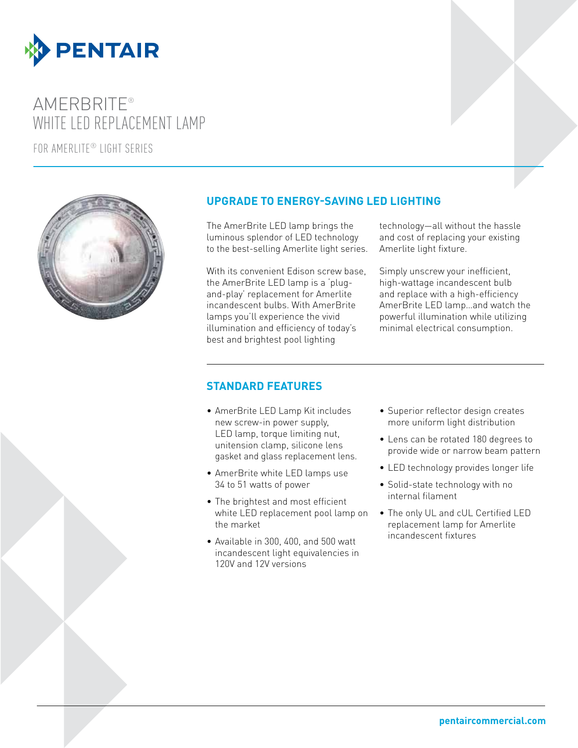# AMERBRITE®
# WHITE LED REPLACEMENT LAMP

FOR AMERLITE® LIGHT SERIES

## UPGRADE TO ENERGY-SAVING LED LIGHTING

The AmerBrite LED lamp brings the luminous splendor of LED technology to the best-selling Amerlite light series.

With its convenient Edison screw base, the AmerBrite LED lamp is a 'plug-and-play' replacement for Amerlite incandescent bulbs. With AmerBrite lamps you'll experience the vivid illumination and efficiency of today's best and brightest pool lighting technology—all without the hassle and cost of replacing your existing Amerlite light fixture.

Simply unscrew your inefficient, high-wattage incandescent bulb and replace with a high-efficiency AmerBrite LED lamp...and watch the powerful illumination while utilizing minimal electrical consumption.

## STANDARD FEATURES

- AmerBrite LED Lamp Kit includes new screw-in power supply, LED lamp, torque limiting nut, unitension clamp, silicone lens gasket and glass replacement lens.
- AmerBrite white LED lamps use 34 to 51 watts of power
- The brightest and most efficient white LED replacement pool lamp on the market
- Available in 300, 400, and 500 watt incandescent light equivalencies in 120V and 12V versions
- Superior reflector design creates more uniform light distribution
- Lens can be rotated 180 degrees to provide wide or narrow beam pattern
- LED technology provides longer life
- Solid-state technology with no internal filament
- The only UL and cUL Certified LED replacement lamp for Amerlite incandescent fixtures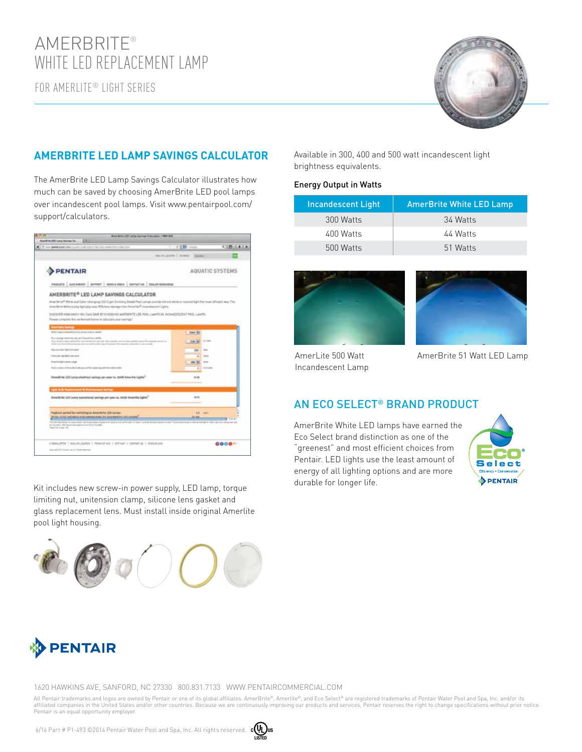# AMERBRITE®
# WHITE LED REPLACEMENT LAMP

FOR AMERLITE® LIGHT SERIES

## AMERBRITE LED LAMP SAVINGS CALCULATOR

The AmerBrite LED Lamp Savings Calculator illustrates how much can be saved by choosing AmerBrite LED pool lamps over incandescent pool lamps. Visit www.pentairpool.com/support/calculators.

Kit includes new screw-in power supply, LED lamp, torque limiting nut, unitension clamp, silicone lens gasket and glass replacement lens. Must install inside original Amerlite pool light housing.

Available in 300, 400 and 500 watt incandescent light brightness equivalents.

**Energy Output in Watts**

| Incandescent Light | AmerBrite White LED Lamp |
| --- | --- |
| 300 Watts | 34 Watts |
| 400 Watts | 44 Watts |
| 500 Watts | 51 Watts |

AmerLite 500 Watt Incandescent Lamp

AmerBrite 51 Watt LED Lamp

## AN ECO SELECT® BRAND PRODUCT

AmerBrite White LED lamps have earned the Eco Select brand distinction as one of the "greenest" and most efficient choices from Pentair. LED lights use the least amount of energy of all lighting options and are more durable for longer life.

PENTAIR

1620 HAWKINS AVE, SANFORD, NC 27330 800.831.7133 WWW.PENTAIRCOMMERCIAL.COM

All Pentair trademarks and logos are owned by Pentair or one of its global affiliates. AmerBrite®, Amerlite®, and Eco Select® are registered trademarks of Pentair Water Pool and Spa, Inc. and/or its affiliated companies in the United States and/or other countries. Because we are continuously improving our products and services, Pentair reserves the right to change specifications without prior notice. Pentair is an equal opportunity employer.

6/14 Part # P1-493 ©2014 Pentair Water Pool and Spa, Inc. All rights reserved.